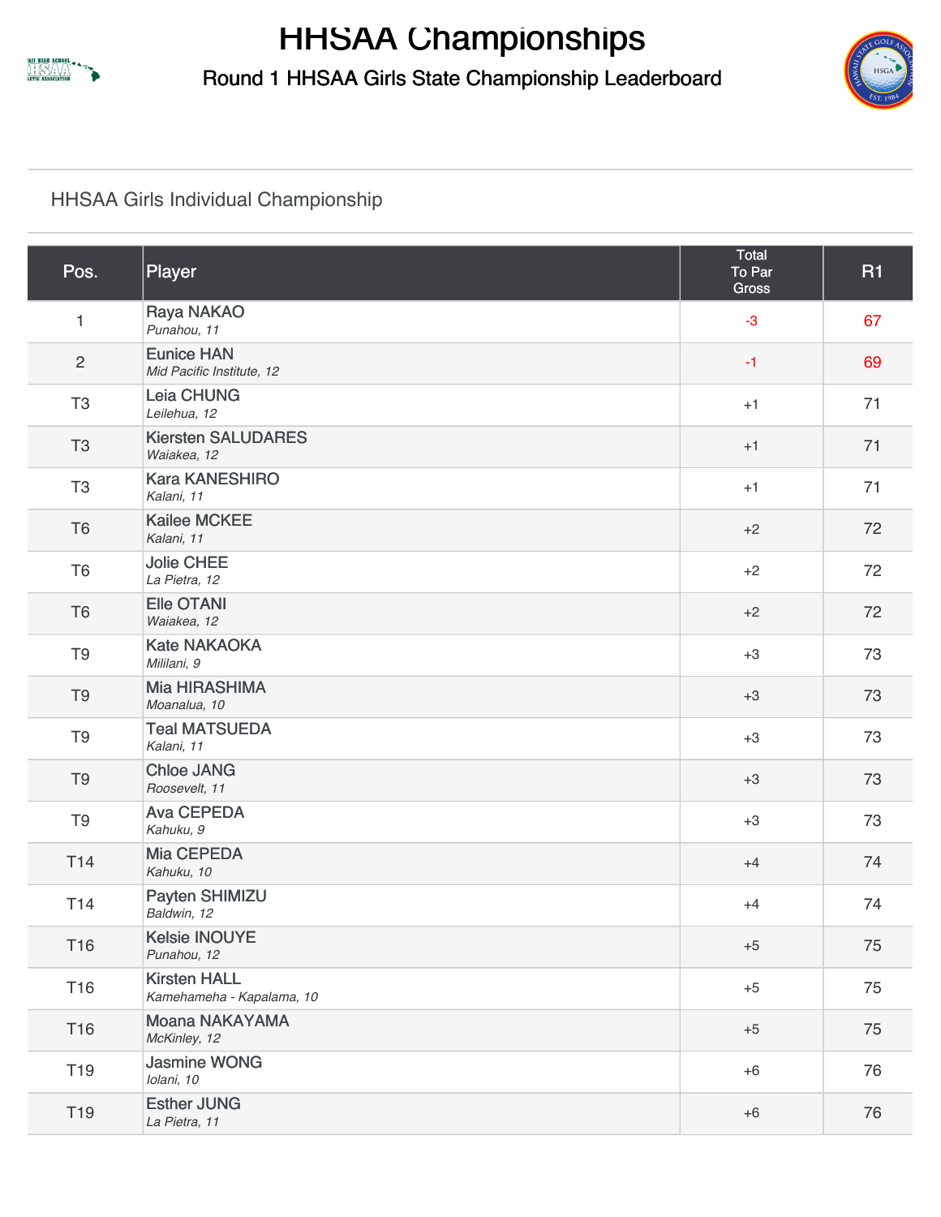# HHSAA Championships

## Round 1 HHSAA Girls State Championship Leaderboard

### HHSAA Girls Individual Championship

| Pos. | Player | Total To Par Gross | R1 |
|---|---|---|---|
| 1 | Raya NAKAO *Punahou, 11* | -3 | 67 |
| 2 | Eunice HAN *Mid Pacific Institute, 12* | -1 | 69 |
| T3 | Leia CHUNG *Leilehua, 12* | +1 | 71 |
| T3 | Kiersten SALUDARES *Waiakea, 12* | +1 | 71 |
| T3 | Kara KANESHIRO *Kalani, 11* | +1 | 71 |
| T6 | Kailee MCKEE *Kalani, 11* | +2 | 72 |
| T6 | Jolie CHEE *La Pietra, 12* | +2 | 72 |
| T6 | Elle OTANI *Waiakea, 12* | +2 | 72 |
| T9 | Kate NAKAOKA *Mililani, 9* | +3 | 73 |
| T9 | Mia HIRASHIMA *Moanalua, 10* | +3 | 73 |
| T9 | Teal MATSUEDA *Kalani, 11* | +3 | 73 |
| T9 | Chloe JANG *Roosevelt, 11* | +3 | 73 |
| T9 | Ava CEPEDA *Kahuku, 9* | +3 | 73 |
| T14 | Mia CEPEDA *Kahuku, 10* | +4 | 74 |
| T14 | Payten SHIMIZU *Baldwin, 12* | +4 | 74 |
| T16 | Kelsie INOUYE *Punahou, 12* | +5 | 75 |
| T16 | Kirsten HALL *Kamehameha - Kapalama, 10* | +5 | 75 |
| T16 | Moana NAKAYAMA *McKinley, 12* | +5 | 75 |
| T19 | Jasmine WONG *Iolani, 10* | +6 | 76 |
| T19 | Esther JUNG *La Pietra, 11* | +6 | 76 |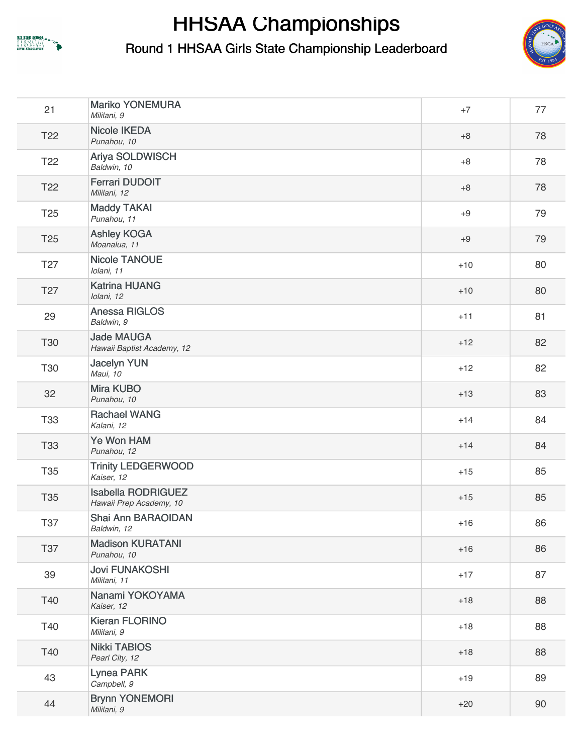# HHSAA Championships

## Round 1 HHSAA Girls State Championship Leaderboard

| | | | |
|---|---|---|---|
| 21 | Mariko YONEMURA<br>*Mililani, 9* | +7 | 77 |
| T22 | Nicole IKEDA<br>*Punahou, 10* | +8 | 78 |
| T22 | Ariya SOLDWISCH<br>*Baldwin, 10* | +8 | 78 |
| T22 | Ferrari DUDOIT<br>*Mililani, 12* | +8 | 78 |
| T25 | Maddy TAKAI<br>*Punahou, 11* | +9 | 79 |
| T25 | Ashley KOGA<br>*Moanalua, 11* | +9 | 79 |
| T27 | Nicole TANOUE<br>*Iolani, 11* | +10 | 80 |
| T27 | Katrina HUANG<br>*Iolani, 12* | +10 | 80 |
| 29 | Anessa RIGLOS<br>*Baldwin, 9* | +11 | 81 |
| T30 | Jade MAUGA<br>*Hawaii Baptist Academy, 12* | +12 | 82 |
| T30 | Jacelyn YUN<br>*Maui, 10* | +12 | 82 |
| 32 | Mira KUBO<br>*Punahou, 10* | +13 | 83 |
| T33 | Rachael WANG<br>*Kalani, 12* | +14 | 84 |
| T33 | Ye Won HAM<br>*Punahou, 12* | +14 | 84 |
| T35 | Trinity LEDGERWOOD<br>*Kaiser, 12* | +15 | 85 |
| T35 | Isabella RODRIGUEZ<br>*Hawaii Prep Academy, 10* | +15 | 85 |
| T37 | Shai Ann BARAOIDAN<br>*Baldwin, 12* | +16 | 86 |
| T37 | Madison KURATANI<br>*Punahou, 10* | +16 | 86 |
| 39 | Jovi FUNAKOSHI<br>*Mililani, 11* | +17 | 87 |
| T40 | Nanami YOKOYAMA<br>*Kaiser, 12* | +18 | 88 |
| T40 | Kieran FLORINO<br>*Mililani, 9* | +18 | 88 |
| T40 | Nikki TABIOS<br>*Pearl City, 12* | +18 | 88 |
| 43 | Lynea PARK<br>*Campbell, 9* | +19 | 89 |
| 44 | Brynn YONEMORI<br>*Mililani, 9* | +20 | 90 |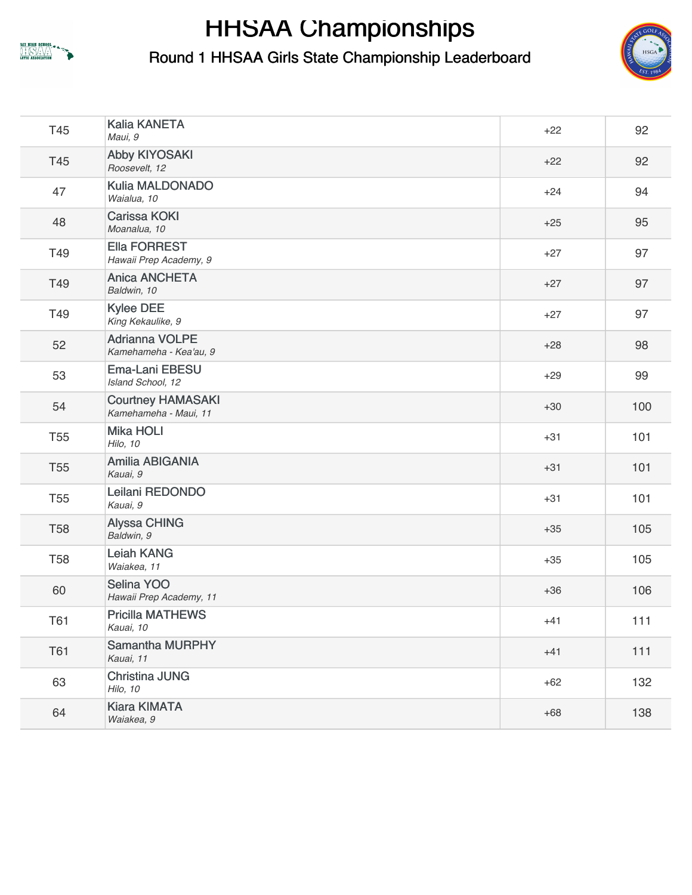# HHSAA Championships

## Round 1 HHSAA Girls State Championship Leaderboard

| | | | |
|---|---|---|---|
| T45 | Kalia KANETA<br>*Maui, 9* | +22 | 92 |
| T45 | Abby KIYOSAKI<br>*Roosevelt, 12* | +22 | 92 |
| 47 | Kulia MALDONADO<br>*Waialua, 10* | +24 | 94 |
| 48 | Carissa KOKI<br>*Moanalua, 10* | +25 | 95 |
| T49 | Ella FORREST<br>*Hawaii Prep Academy, 9* | +27 | 97 |
| T49 | Anica ANCHETA<br>*Baldwin, 10* | +27 | 97 |
| T49 | Kylee DEE<br>*King Kekaulike, 9* | +27 | 97 |
| 52 | Adrianna VOLPE<br>*Kamehameha - Kea'au, 9* | +28 | 98 |
| 53 | Ema-Lani EBESU<br>*Island School, 12* | +29 | 99 |
| 54 | Courtney HAMASAKI<br>*Kamehameha - Maui, 11* | +30 | 100 |
| T55 | Mika HOLI<br>*Hilo, 10* | +31 | 101 |
| T55 | Amilia ABIGANIA<br>*Kauai, 9* | +31 | 101 |
| T55 | Leilani REDONDO<br>*Kauai, 9* | +31 | 101 |
| T58 | Alyssa CHING<br>*Baldwin, 9* | +35 | 105 |
| T58 | Leiah KANG<br>*Waiakea, 11* | +35 | 105 |
| 60 | Selina YOO<br>*Hawaii Prep Academy, 11* | +36 | 106 |
| T61 | Pricilla MATHEWS<br>*Kauai, 10* | +41 | 111 |
| T61 | Samantha MURPHY<br>*Kauai, 11* | +41 | 111 |
| 63 | Christina JUNG<br>*Hilo, 10* | +62 | 132 |
| 64 | Kiara KIMATA<br>*Waiakea, 9* | +68 | 138 |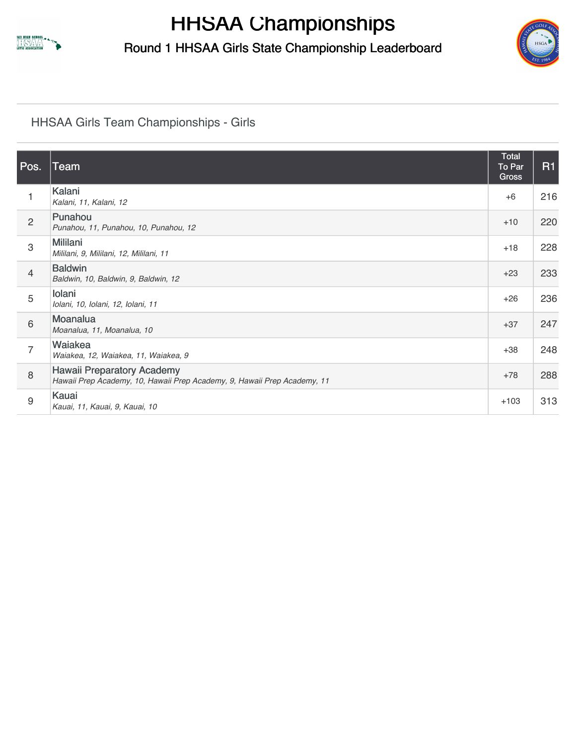# HHSAA Championships

## Round 1 HHSAA Girls State Championship Leaderboard

### HHSAA Girls Team Championships - Girls

| Pos. | Team | Total To Par Gross | R1 |
|---|---|---|---|
| 1 | Kalani<br>*Kalani, 11, Kalani, 12* | +6 | 216 |
| 2 | Punahou<br>*Punahou, 11, Punahou, 10, Punahou, 12* | +10 | 220 |
| 3 | Mililani<br>*Mililani, 9, Mililani, 12, Mililani, 11* | +18 | 228 |
| 4 | Baldwin<br>*Baldwin, 10, Baldwin, 9, Baldwin, 12* | +23 | 233 |
| 5 | Iolani<br>*Iolani, 10, Iolani, 12, Iolani, 11* | +26 | 236 |
| 6 | Moanalua<br>*Moanalua, 11, Moanalua, 10* | +37 | 247 |
| 7 | Waiakea<br>*Waiakea, 12, Waiakea, 11, Waiakea, 9* | +38 | 248 |
| 8 | Hawaii Preparatory Academy<br>*Hawaii Prep Academy, 10, Hawaii Prep Academy, 9, Hawaii Prep Academy, 11* | +78 | 288 |
| 9 | Kauai<br>*Kauai, 11, Kauai, 9, Kauai, 10* | +103 | 313 |